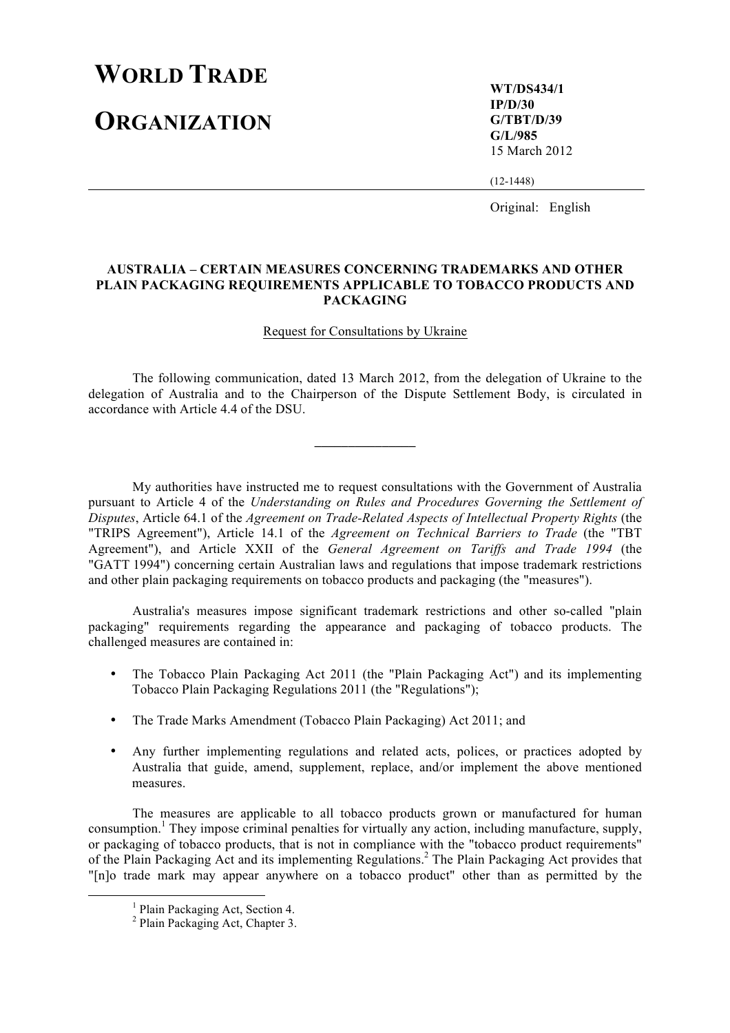# WORLD TRADE ORGANIZATION

**WT/DS434/1**
**IP/D/30**
**G/TBT/D/39**
**G/L/985**
15 March 2012

(12-1448)

Original: English

**AUSTRALIA – CERTAIN MEASURES CONCERNING TRADEMARKS AND OTHER PLAIN PACKAGING REQUIREMENTS APPLICABLE TO TOBACCO PRODUCTS AND PACKAGING**

Request for Consultations by Ukraine

The following communication, dated 13 March 2012, from the delegation of Ukraine to the delegation of Australia and to the Chairperson of the Dispute Settlement Body, is circulated in accordance with Article 4.4 of the DSU.

---

My authorities have instructed me to request consultations with the Government of Australia pursuant to Article 4 of the *Understanding on Rules and Procedures Governing the Settlement of Disputes*, Article 64.1 of the *Agreement on Trade-Related Aspects of Intellectual Property Rights* (the "TRIPS Agreement"), Article 14.1 of the *Agreement on Technical Barriers to Trade* (the "TBT Agreement"), and Article XXII of the *General Agreement on Tariffs and Trade 1994* (the "GATT 1994") concerning certain Australian laws and regulations that impose trademark restrictions and other plain packaging requirements on tobacco products and packaging (the "measures").

Australia's measures impose significant trademark restrictions and other so-called "plain packaging" requirements regarding the appearance and packaging of tobacco products. The challenged measures are contained in:

- The Tobacco Plain Packaging Act 2011 (the "Plain Packaging Act") and its implementing Tobacco Plain Packaging Regulations 2011 (the "Regulations");
- The Trade Marks Amendment (Tobacco Plain Packaging) Act 2011; and
- Any further implementing regulations and related acts, polices, or practices adopted by Australia that guide, amend, supplement, replace, and/or implement the above mentioned measures.

The measures are applicable to all tobacco products grown or manufactured for human consumption.[1] They impose criminal penalties for virtually any action, including manufacture, supply, or packaging of tobacco products, that is not in compliance with the "tobacco product requirements" of the Plain Packaging Act and its implementing Regulations.[2] The Plain Packaging Act provides that "[n]o trade mark may appear anywhere on a tobacco product" other than as permitted by the

[1] Plain Packaging Act, Section 4.

[2] Plain Packaging Act, Chapter 3.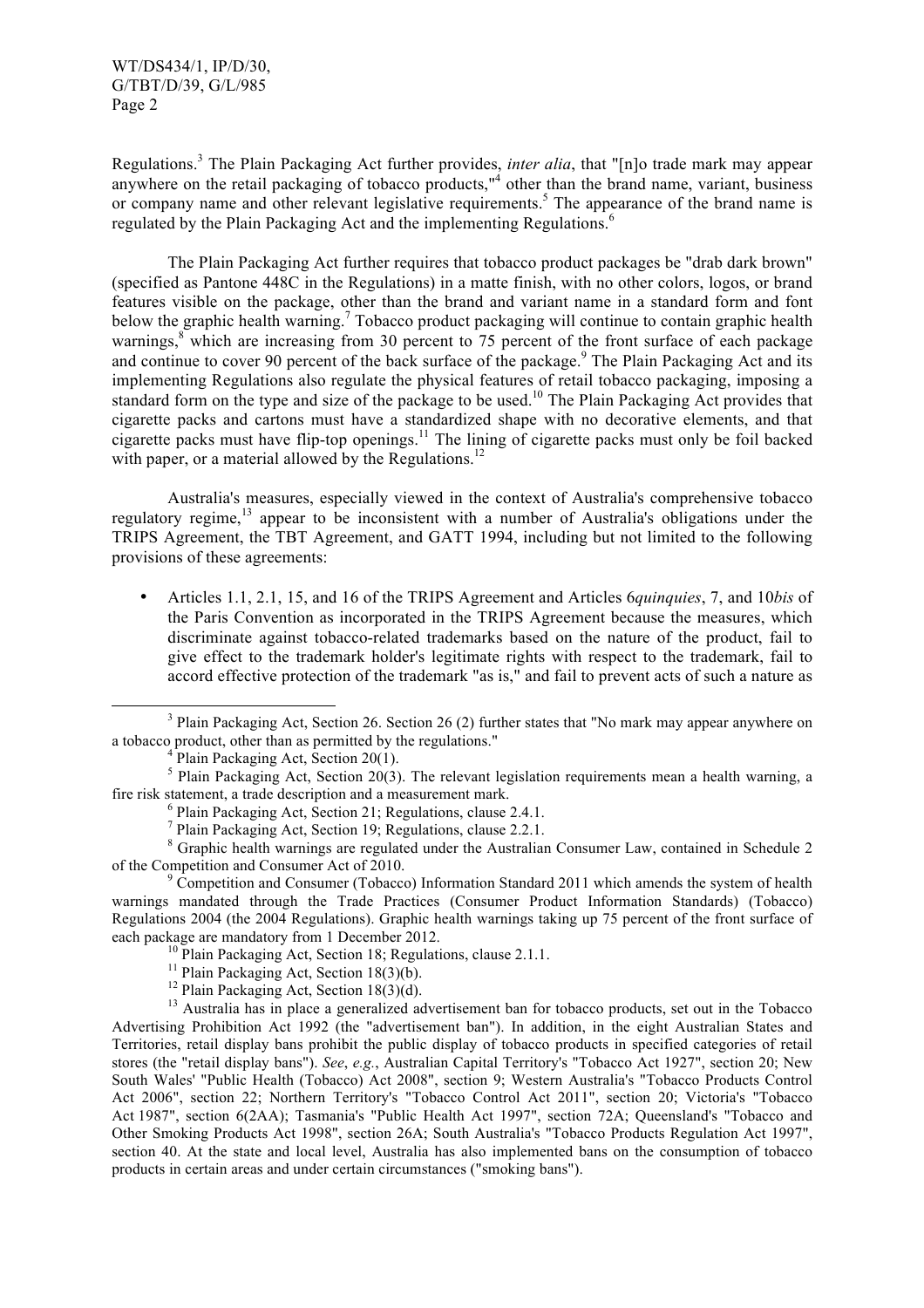Regulations.[3] The Plain Packaging Act further provides, *inter alia*, that "[n]o trade mark may appear anywhere on the retail packaging of tobacco products,"[4] other than the brand name, variant, business or company name and other relevant legislative requirements.[5] The appearance of the brand name is regulated by the Plain Packaging Act and the implementing Regulations.[6]

The Plain Packaging Act further requires that tobacco product packages be "drab dark brown" (specified as Pantone 448C in the Regulations) in a matte finish, with no other colors, logos, or brand features visible on the package, other than the brand and variant name in a standard form and font below the graphic health warning.[7] Tobacco product packaging will continue to contain graphic health warnings,[8] which are increasing from 30 percent to 75 percent of the front surface of each package and continue to cover 90 percent of the back surface of the package.[9] The Plain Packaging Act and its implementing Regulations also regulate the physical features of retail tobacco packaging, imposing a standard form on the type and size of the package to be used.[10] The Plain Packaging Act provides that cigarette packs and cartons must have a standardized shape with no decorative elements, and that cigarette packs must have flip-top openings.[11] The lining of cigarette packs must only be foil backed with paper, or a material allowed by the Regulations.[12]

Australia's measures, especially viewed in the context of Australia's comprehensive tobacco regulatory regime,[13] appear to be inconsistent with a number of Australia's obligations under the TRIPS Agreement, the TBT Agreement, and GATT 1994, including but not limited to the following provisions of these agreements:

- Articles 1.1, 2.1, 15, and 16 of the TRIPS Agreement and Articles 6*quinquies*, 7, and 10*bis* of the Paris Convention as incorporated in the TRIPS Agreement because the measures, which discriminate against tobacco-related trademarks based on the nature of the product, fail to give effect to the trademark holder's legitimate rights with respect to the trademark, fail to accord effective protection of the trademark "as is," and fail to prevent acts of such a nature as

---

[3] Plain Packaging Act, Section 26. Section 26 (2) further states that "No mark may appear anywhere on a tobacco product, other than as permitted by the regulations."

[4] Plain Packaging Act, Section 20(1).

[5] Plain Packaging Act, Section 20(3). The relevant legislation requirements mean a health warning, a fire risk statement, a trade description and a measurement mark.

[6] Plain Packaging Act, Section 21; Regulations, clause 2.4.1.

[7] Plain Packaging Act, Section 19; Regulations, clause 2.2.1.

[8] Graphic health warnings are regulated under the Australian Consumer Law, contained in Schedule 2 of the Competition and Consumer Act of 2010.

[9] Competition and Consumer (Tobacco) Information Standard 2011 which amends the system of health warnings mandated through the Trade Practices (Consumer Product Information Standards) (Tobacco) Regulations 2004 (the 2004 Regulations). Graphic health warnings taking up 75 percent of the front surface of each package are mandatory from 1 December 2012.

[10] Plain Packaging Act, Section 18; Regulations, clause 2.1.1.

[11] Plain Packaging Act, Section 18(3)(b).

[12] Plain Packaging Act, Section 18(3)(d).

[13] Australia has in place a generalized advertisement ban for tobacco products, set out in the Tobacco Advertising Prohibition Act 1992 (the "advertisement ban"). In addition, in the eight Australian States and Territories, retail display bans prohibit the public display of tobacco products in specified categories of retail stores (the "retail display bans"). *See*, *e.g.*, Australian Capital Territory's "Tobacco Act 1927", section 20; New South Wales' "Public Health (Tobacco) Act 2008", section 9; Western Australia's "Tobacco Products Control Act 2006", section 22; Northern Territory's "Tobacco Control Act 2011", section 20; Victoria's "Tobacco Act 1987", section 6(2AA); Tasmania's "Public Health Act 1997", section 72A; Queensland's "Tobacco and Other Smoking Products Act 1998", section 26A; South Australia's "Tobacco Products Regulation Act 1997", section 40. At the state and local level, Australia has also implemented bans on the consumption of tobacco products in certain areas and under certain circumstances ("smoking bans").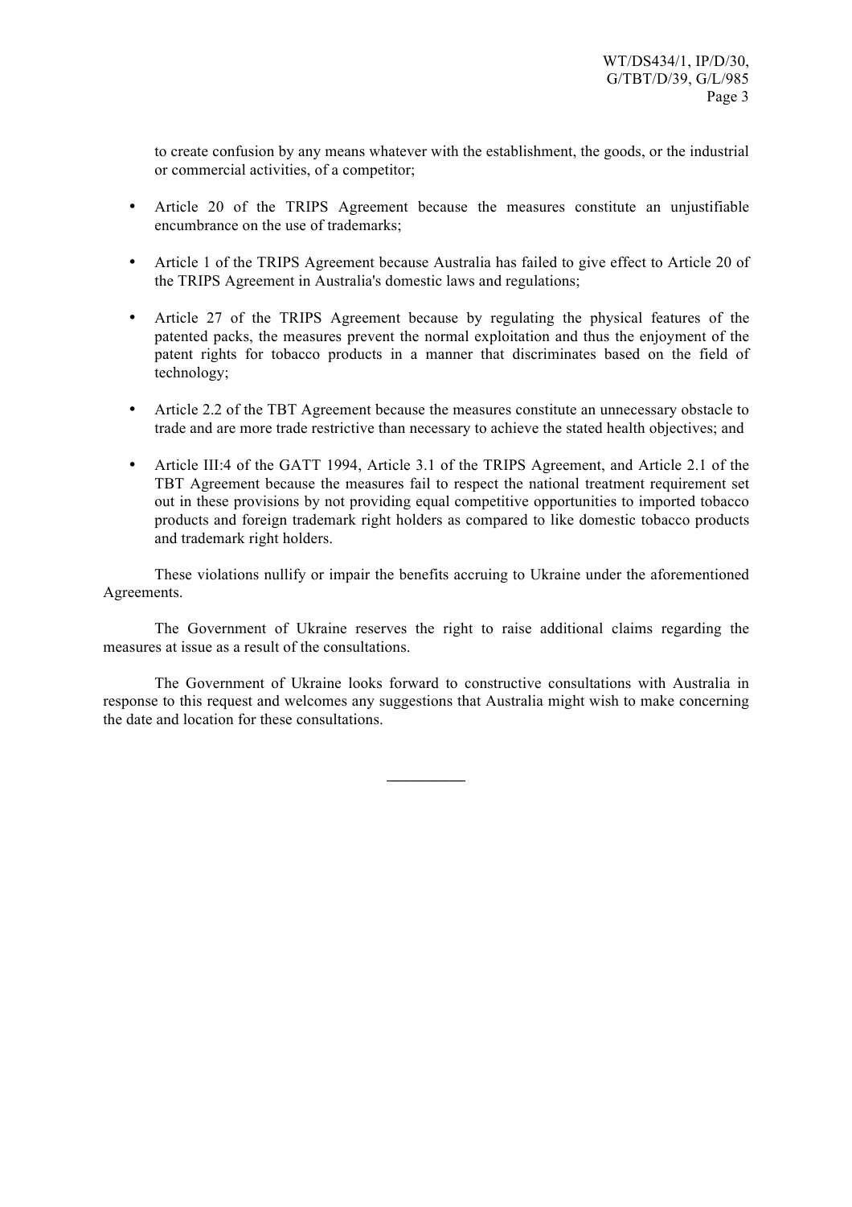to create confusion by any means whatever with the establishment, the goods, or the industrial or commercial activities, of a competitor;

- Article 20 of the TRIPS Agreement because the measures constitute an unjustifiable encumbrance on the use of trademarks;
- Article 1 of the TRIPS Agreement because Australia has failed to give effect to Article 20 of the TRIPS Agreement in Australia's domestic laws and regulations;
- Article 27 of the TRIPS Agreement because by regulating the physical features of the patented packs, the measures prevent the normal exploitation and thus the enjoyment of the patent rights for tobacco products in a manner that discriminates based on the field of technology;
- Article 2.2 of the TBT Agreement because the measures constitute an unnecessary obstacle to trade and are more trade restrictive than necessary to achieve the stated health objectives; and
- Article III:4 of the GATT 1994, Article 3.1 of the TRIPS Agreement, and Article 2.1 of the TBT Agreement because the measures fail to respect the national treatment requirement set out in these provisions by not providing equal competitive opportunities to imported tobacco products and foreign trademark right holders as compared to like domestic tobacco products and trademark right holders.

These violations nullify or impair the benefits accruing to Ukraine under the aforementioned Agreements.

The Government of Ukraine reserves the right to raise additional claims regarding the measures at issue as a result of the consultations.

The Government of Ukraine looks forward to constructive consultations with Australia in response to this request and welcomes any suggestions that Australia might wish to make concerning the date and location for these consultations.

__________